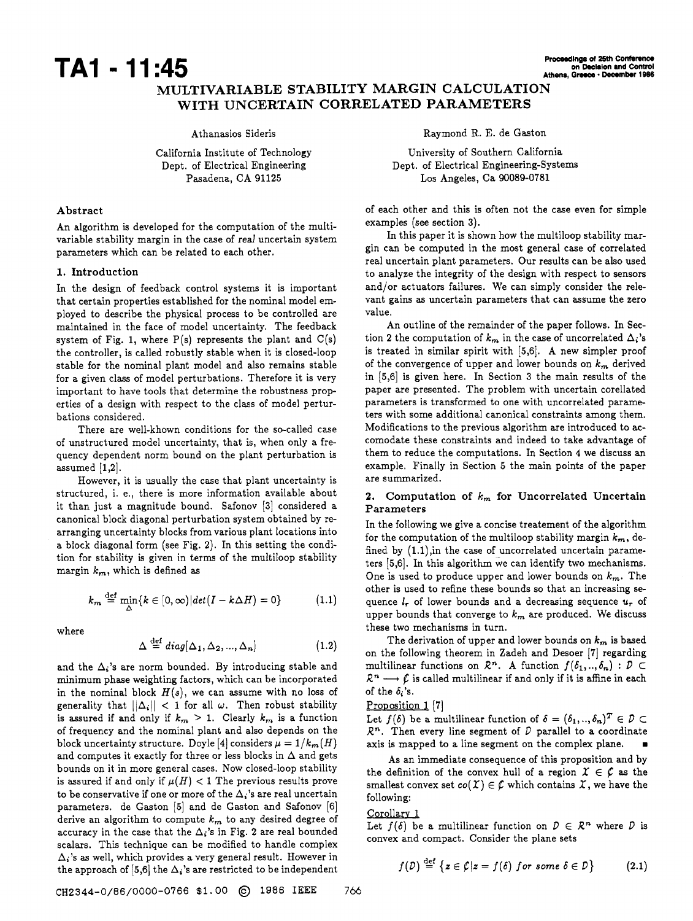# TA1 - 11:45

# MULTIVARIABLE STABILITY MARGIN CALCULATION WITH UNCERTAIN CORRELATED PARAMETERS

Athanasios Sideris

California Institute of Technology
Dept. of Electrical Engineering
Pasadena, CA 91125

Raymond R. E. de Gaston

University of Southern California
Dept. of Electrical Engineering-Systems
Los Angeles, Ca 90089-0781

## Abstract

An algorithm is developed for the computation of the multivariable stability margin in the case of *real* uncertain system parameters which can be related to each other.

## 1. Introduction

In the design of feedback control systems it is important that certain properties established for the nominal model employed to describe the physical process to be controlled are maintained in the face of model uncertainty. The feedback system of Fig. 1, where P(s) represents the plant and C(s) the controller, is called robustly stable when it is closed-loop stable for the nominal plant model and also remains stable for a given class of model perturbations. Therefore it is very important to have tools that determine the robustness properties of a design with respect to the class of model perturbations considered.

There are well-khown conditions for the so-called case of unstructured model uncertainty, that is, when only a frequency dependent norm bound on the plant perturbation is assumed [1,2].

However, it is usually the case that plant uncertainty is structured, i. e., there is more information available about it than just a magnitude bound. Safonov [3] considered a canonical block diagonal perturbation system obtained by rearranging uncertainty blocks from various plant locations into a block diagonal form (see Fig. 2). In this setting the condition for stability is given in terms of the multiloop stability margin $k_m$, which is defined as

$$k_m \stackrel{\text{def}}{=} \min_{\Delta}\{k \in [0,\infty) | det(I - k\Delta H) = 0\} \tag{1.1}$$

where

$$\Delta \stackrel{\text{def}}{=} diag[\Delta_1, \Delta_2, ..., \Delta_n] \tag{1.2}$$

and the $\Delta_i$'s are norm bounded. By introducing stable and minimum phase weighting factors, which can be incorporated in the nominal block $H(s)$, we can assume with no loss of generality that $||\Delta_i|| < 1$ for all $\omega$. Then robust stability is assured if and only if $k_m > 1$. Clearly $k_m$ is a function of frequency and the nominal plant and also depends on the block uncertainty structure. Doyle [4] considers $\mu = 1/k_m(H)$ and computes it exactly for three or less blocks in $\Delta$ and gets bounds on it in more general cases. Now closed-loop stability is assured if and only if $\mu(H) < 1$ The previous results prove to be conservative if one or more of the $\Delta_i$'s are real uncertain parameters. de Gaston [5] and de Gaston and Safonov [6] derive an algorithm to compute $k_m$ to any desired degree of accuracy in the case that the $\Delta_i$'s in Fig. 2 are real bounded scalars. This technique can be modified to handle complex $\Delta_i$'s as well, which provides a very general result. However in the approach of [5,6] the $\Delta_i$'s are restricted to be independent of each other and this is often not the case even for simple examples (see section 3).

In this paper it is shown how the multiloop stability margin can be computed in the most general case of correlated real uncertain plant parameters. Our results can be also used to analyze the integrity of the design with respect to sensors and/or actuators failures. We can simply consider the relevant gains as uncertain parameters that can assume the zero value.

An outline of the remainder of the paper follows. In Section 2 the computation of $k_m$ in the case of uncorrelated $\Delta_i$'s is treated in similar spirit with [5,6]. A new simpler proof of the convergence of upper and lower bounds on $k_m$ derived in [5,6] is given here. In Section 3 the main results of the paper are presented. The problem with uncertain corellated parameters is transformed to one with uncorrelated parameters with some additional canonical constraints among them. Modifications to the previous algorithm are introduced to accomodate these constraints and indeed to take advantage of them to reduce the computations. In Section 4 we discuss an example. Finally in Section 5 the main points of the paper are summarized.

## 2. Computation of $k_m$ for Uncorrelated Uncertain Parameters

In the following we give a concise treatement of the algorithm for the computation of the multiloop stability margin $k_m$, defined by (1.1),in the case of uncorrelated uncertain parameters [5,6]. In this algorithm we can identify two mechanisms. One is used to produce upper and lower bounds on $k_m$. The other is used to refine these bounds so that an increasing sequence $l_r$ of lower bounds and a decreasing sequence $u_r$ of upper bounds that converge to $k_m$ are produced. We discuss these two mechanisms in turn.

The derivation of upper and lower bounds on $k_m$ is based on the following theorem in Zadeh and Desoer [7] regarding multilinear functions on $\mathcal{R}^n$. A function $f(\delta_1, .., \delta_n) : \mathcal{D} \subset \mathcal{R}^n \longrightarrow \mathcal{C}$ is called multilinear if and only if it is affine in each of the $\delta_i$'s.

Proposition 1 [7]

Let $f(\delta)$ be a multilinear function of $\delta = (\delta_1, .., \delta_n)^T \in \mathcal{D} \subset \mathcal{R}^n$. Then every line segment of $\mathcal{D}$ parallel to a coordinate axis is mapped to a line segment on the complex plane. ∎

As an immediate consequence of this proposition and by the definition of the convex hull of a region $\mathcal{X} \in \mathcal{C}$ as the smallest convex set $co(\mathcal{X}) \in \mathcal{C}$ which contains $\mathcal{X}$, we have the following:

Corollary 1

Let $f(\delta)$ be a multilinear function on $\mathcal{D} \in \mathcal{R}^n$ where $\mathcal{D}$ is convex and compact. Consider the plane sets

$$f(\mathcal{D}) \stackrel{\text{def}}{=} \{z \in \mathcal{C} | z = f(\delta) \ for \ some \ \delta \in \mathcal{D}\} \tag{2.1}$$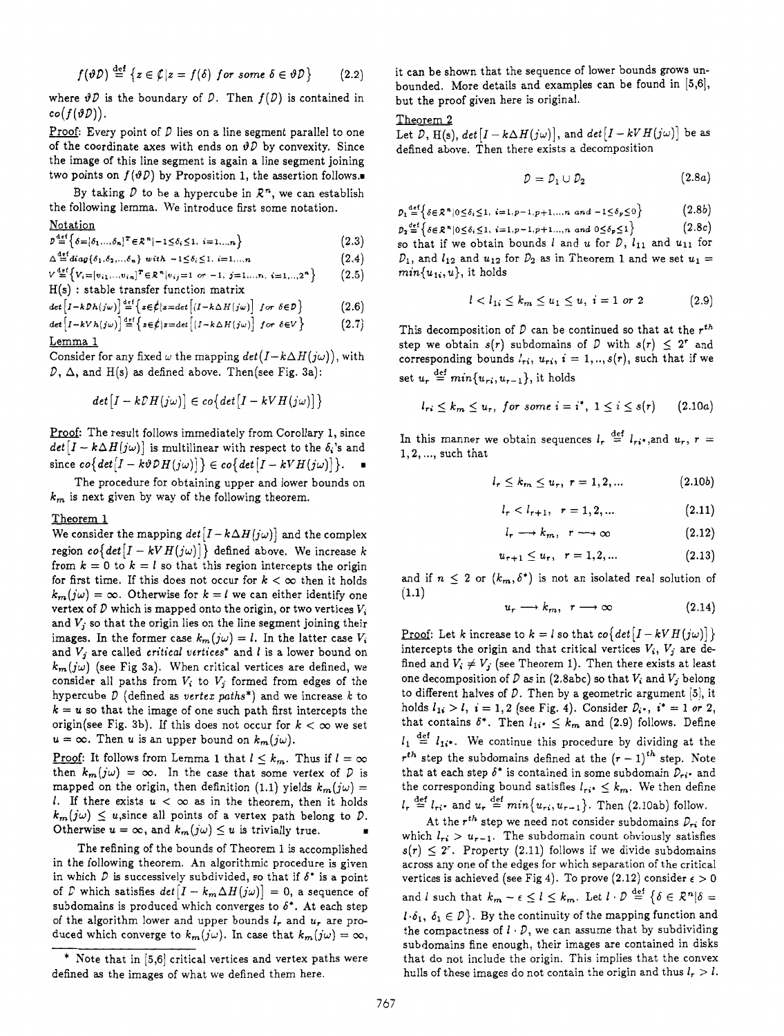$$f(\vartheta\mathcal{D}) \stackrel{\text{def}}{=} \{z \in \mathcal{C} | z = f(\delta) \text{ for some } \delta \in \vartheta\mathcal{D}\} \tag{2.2}$$

where $\vartheta\mathcal{D}$ is the boundary of $\mathcal{D}$. Then $f(\mathcal{D})$ is contained in $co(f(\vartheta\mathcal{D}))$.

Proof: Every point of $\mathcal{D}$ lies on a line segment parallel to one of the coordinate axes with ends on $\vartheta\mathcal{D}$ by convexity. Since the image of this line segment is again a line segment joining two points on $f(\vartheta\mathcal{D})$ by Proposition 1, the assertion follows.∎

By taking $\mathcal{D}$ to be a hypercube in $\mathcal{R}^n$, we can establish the following lemma. We introduce first some notation.

Notation

$$\mathcal{D} \stackrel{\text{def}}{=} \{\delta = [\delta_1, ..., \delta_n]^T \in \mathcal{R}^n | -1 \leq \delta_i \leq 1, \ i = 1, ..., n\} \tag{2.3}$$

$$\Delta \stackrel{\text{def}}{=} diag\{\delta_1, \delta_2, ..., \delta_n\} \ with \ -1 \leq \delta_i \leq 1, \ i = 1, ..., n \tag{2.4}$$

$$\mathcal{V} \stackrel{\text{def}}{=} \{V_i = [v_{i1}, ..., v_{in}]^T \in \mathcal{R}^n | v_{ij} = 1 \ or \ -1, \ j = 1, ..., n, \ i = 1, .., 2^n\} \tag{2.5}$$

H(s) : stable transfer function matrix

$$det[I - k\mathcal{D}h(j\omega)] \stackrel{\text{def}}{=} \{z \in \mathcal{C} | z = det[(I - k\Delta H(j\omega)] \ for \ \delta \in \mathcal{D}\} \tag{2.6}$$

$$det[I - k\mathcal{V}h(j\omega)] \stackrel{\text{def}}{=} \{z \in \mathcal{C} | z = det[(I - k\Delta H(j\omega)] \ for \ \delta \in \mathcal{V}\} \tag{2.7}$$

Lemma 1

Consider for any fixed $\omega$ the mapping $det(I - k\Delta H(j\omega))$, with $\mathcal{D}$, $\Delta$, and H(s) as defined above. Then(see Fig. 3a):

$$det[I - k\mathcal{D}H(j\omega)] \in co\{det[I - k\mathcal{V}H(j\omega)]\}$$

Proof: The result follows immediately from Corollary 1, since $det[I - k\Delta H(j\omega)]$ is multilinear with respect to the $\delta_i$'s and since $co\{det[I - k\vartheta\mathcal{D}H(j\omega)]\} \in co\{det[I - k\mathcal{V}H(j\omega)]\}$. ∎

The procedure for obtaining upper and lower bounds on $k_m$ is next given by way of the following theorem.

Theorem 1

We consider the mapping $det[I - k\Delta H(j\omega)]$ and the complex region $co\{det[I - k\mathcal{V}H(j\omega)]\}$ defined above. We increase $k$ from $k = 0$ to $k = l$ so that this region intercepts the origin for first time. If this does not occur for $k < \infty$ then it holds $k_m(j\omega) = \infty$. Otherwise for $k = l$ we can either identify one vertex of $\mathcal{D}$ which is mapped onto the origin, or two vertices $V_i$ and $V_j$ so that the origin lies on the line segment joining their images. In the former case $k_m(j\omega) = l$. In the latter case $V_i$ and $V_j$ are called *critical vertices*\* and $l$ is a lower bound on $k_m(j\omega)$ (see Fig 3a). When critical vertices are defined, we consider all paths from $V_i$ to $V_j$ formed from edges of the hypercube $\mathcal{D}$ (defined as *vertex paths*\*) and we increase $k$ to $k = u$ so that the image of one such path first intercepts the origin(see Fig. 3b). If this does not occur for $k < \infty$ we set $u = \infty$. Then $u$ is an upper bound on $k_m(j\omega)$.

Proof: It follows from Lemma 1 that $l \leq k_m$. Thus if $l = \infty$ then $k_m(j\omega) = \infty$. In the case that some vertex of $\mathcal{D}$ is mapped on the origin, then definition (1.1) yields $k_m(j\omega) = l$. If there exists $u < \infty$ as in the theorem, then it holds $k_m(j\omega) \leq u$,since all points of a vertex path belong to $\mathcal{D}$. Otherwise $u = \infty$, and $k_m(j\omega) \leq u$ is trivially true. ∎

The refining of the bounds of Theorem 1 is accomplished in the following theorem. An algorithmic procedure is given in which $\mathcal{D}$ is successively subdivided, so that if $\delta^*$ is a point of $\mathcal{D}$ which satisfies $det[I - k_m\Delta H(j\omega)] = 0$, a sequence of subdomains is produced which converges to $\delta^*$. At each step of the algorithm lower and upper bounds $l_r$ and $u_r$ are produced which converge to $k_m(j\omega)$. In case that $k_m(j\omega) = \infty$, it can be shown that the sequence of lower bounds grows unbounded. More details and examples can be found in [5,6], but the proof given here is original.

Theorem 2

Let $\mathcal{D}$, H(s), $det[I - k\Delta H(j\omega)]$, and $det[I - k\mathcal{V}H(j\omega)]$ be as defined above. Then there exists a decomposition

$$\mathcal{D} = \mathcal{D}_1 \cup \mathcal{D}_2 \tag{2.8a}$$

$$\mathcal{D}_1 \stackrel{\text{def}}{=} \{\delta \in \mathcal{R}^n | 0 \leq \delta_i \leq 1, \ i = 1, p-1, p+1, ..., n \ and \ -1 \leq \delta_p \leq 0\} \tag{2.8b}$$

$$\mathcal{D}_2 \stackrel{\text{def}}{=} \{\delta \in \mathcal{R}^n | 0 \leq \delta_i \leq 1, \ i = 1, p-1, p+1, ..., n \ and \ 0 \leq \delta_p \leq 1\} \tag{2.8c}$$

so that if we obtain bounds $l$ and $u$ for $\mathcal{D}$, $l_{11}$ and $u_{11}$ for $\mathcal{D}_1$, and $l_{12}$ and $u_{12}$ for $\mathcal{D}_2$ as in Theorem 1 and we set $u_1 = min\{u_{1i}, u\}$, it holds

$$l < l_{1i} \leq k_m \leq u_1 \leq u, \ i = 1 \ or \ 2 \tag{2.9}$$

This decomposition of $\mathcal{D}$ can be continued so that at the $r^{th}$ step we obtain $s(r)$ subdomains of $\mathcal{D}$ with $s(r) \leq 2^r$ and corresponding bounds $l_{ri}$, $u_{ri}$, $i = 1, .., s(r)$, such that if we set $u_r \stackrel{\text{def}}{=} min\{u_{ri}, u_{r-1}\}$, it holds

$$l_{ri} \leq k_m \leq u_r, \ for \ some \ i = i^*, \ 1 \leq i \leq s(r) \tag{2.10a}$$

In this manner we obtain sequences $l_r \stackrel{\text{def}}{=} l_{ri^*}$,and $u_r$, $r = 1, 2, ...$, such that

$$l_r \leq k_m \leq u_r, \ r = 1, 2, ... \tag{2.10b}$$

$$l_r < l_{r+1}, \ r = 1, 2, ... \tag{2.11}$$

$$l_r \longrightarrow k_m, \ r \longrightarrow \infty \tag{2.12}$$

$$u_{r+1} \leq u_r, \ r = 1, 2, ... \tag{2.13}$$

and if $n \leq 2$ or $(k_m, \delta^*)$ is not an isolated real solution of (1.1)

$$u_r \longrightarrow k_m, \ r \longrightarrow \infty \tag{2.14}$$

Proof: Let $k$ increase to $k = l$ so that $co\{det[I - k\mathcal{V}H(j\omega)]\}$ intercepts the origin and that critical vertices $V_i$, $V_j$ are defined and $V_i \neq V_j$ (see Theorem 1). Then there exists at least one decomposition of $\mathcal{D}$ as in (2.8abc) so that $V_i$ and $V_j$ belong to different halves of $\mathcal{D}$. Then by a geometric argument [5], it holds $l_{1i} > l$, $i = 1, 2$ (see Fig. 4). Consider $\mathcal{D}_{i^*}$, $i^* = 1$ or 2, that contains $\delta^*$. Then $l_{1i^*} \leq k_m$ and (2.9) follows. Define $l_1 \stackrel{\text{def}}{=} l_{1i^*}$. We continue this procedure by dividing at the $r^{th}$ step the subdomains defined at the $(r-1)^{th}$ step. Note that at each step $\delta^*$ is contained in some subdomain $\mathcal{D}_{ri^*}$ and the corresponding bound satisfies $l_{ri^*} \leq k_m$. We then define $l_r \stackrel{\text{def}}{=} l_{ri^*}$ and $u_r \stackrel{\text{def}}{=} min\{u_{ri}, u_{r-1}\}$. Then (2.10ab) follow.

At the $r^{th}$ step we need not consider subdomains $\mathcal{D}_{ri}$ for which $l_{ri} > u_{r-1}$. The subdomain count obviously satisfies $s(r) \leq 2^r$. Property (2.11) follows if we divide subdomains across any one of the edges for which separation of the critical vertices is achieved (see Fig 4). To prove (2.12) consider $\epsilon > 0$ and $l$ such that $k_m - \epsilon \leq l \leq k_m$. Let $l \cdot \mathcal{D} \stackrel{\text{def}}{=} \{\delta \in \mathcal{R}^n | \delta = l \cdot \delta_1, \ \delta_1 \in \mathcal{D}\}$. By the continuity of the mapping function and the compactness of $l \cdot \mathcal{D}$, we can assume that by subdividing subdomains fine enough, their images are contained in disks that do not include the origin. This implies that the convex hulls of these images do not contain the origin and thus $l_r > l$.

\* Note that in [5,6] critical vertices and vertex paths were defined as the images of what we defined them here.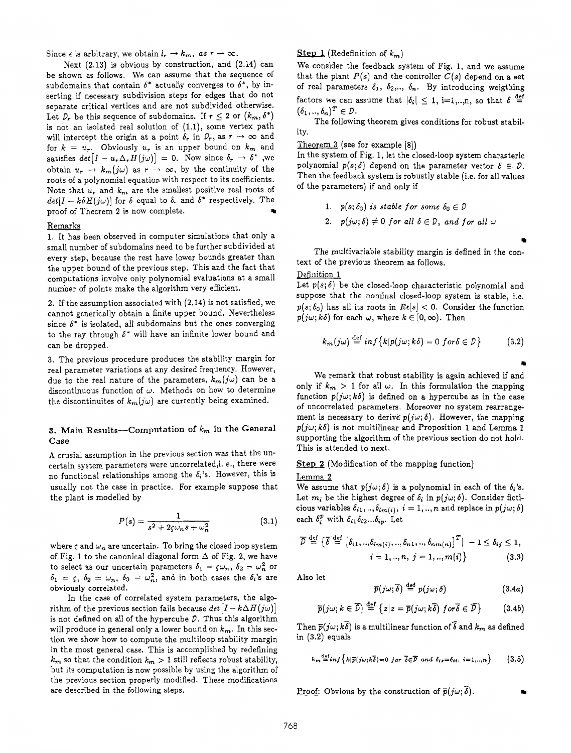Since $\epsilon$ is arbitrary, we obtain $l_r \to k_m$, as $r \to \infty$.

Next (2.13) is obvious by construction, and (2.14) can be shown as follows. We can assume that the sequence of subdomains that contain $\delta^*$ actually converges to $\delta^*$, by inserting if necessary subdivision steps for edges that do not separate critical vertices and are not subdivided otherwise. Let $\mathcal{D}_r$ be this sequence of subdomains. If $r \leq 2$ or $(k_m, \delta^*)$ is not an isolated real solution of (1.1), some vertex path will intercept the origin at a point $\delta_r$ in $\mathcal{D}_r$, as $r \to \infty$ and for $k = u_r$. Obviously $u_r$ is an upper bound on $k_m$ and satisfies $det[I - u_r \Delta_r H(j\omega)] = 0$. Now since $\delta_r \to \delta^*$, we obtain $u_r \to k_m(j\omega)$ as $r \to \infty$, by the continuity of the roots of a polynomial equation with respect to its coefficients. Note that $u_r$ and $k_m$ are the smallest positive real roots of $det[I - k\delta H(j\omega)]$ for $\delta$ equal to $\delta_r$ and $\delta^*$ respectively. The proof of Theorem 2 is now complete. ∎

Remarks

1. It has been observed in computer simulations that only a small number of subdomains need to be further subdivided at every step, because the rest have lower bounds greater than the upper bound of the previous step. This and the fact that computations involve only polynomial evaluations at a small number of points make the algorithm very efficient.

2. If the assumption associated with (2.14) is not satisfied, we cannot generically obtain a finite upper bound. Nevertheless since $\delta^*$ is isolated, all subdomains but the ones converging to the ray through $\delta^*$ will have an infinite lower bound and can be dropped.

3. The previous procedure produces the stability margin for real parameter variations at any desired frequency. However, due to the real nature of the parameters, $k_m(j\omega)$ can be a discontinuous function of $\omega$. Methods on how to determine the discontinuites of $k_m(j\omega)$ are currently being examined.

## 3. Main Results—Computation of $k_m$ in the General Case

A crusial assumption in the previous section was that the uncertain system parameters were uncorrelated,i. e., there were no functional relationships among the $\delta_i$'s. However, this is usually not the case in practice. For example suppose that the plant is modelled by

$$P(s) = \frac{1}{s^2 + 2\varsigma\omega_n s + \omega_n^2} \tag{3.1}$$

where $\varsigma$ and $\omega_n$ are uncertain. To bring the closed loop system of Fig. 1 to the canonical diagonal form $\Delta$ of Fig. 2, we have to select as our uncertain parameters $\delta_1 = \varsigma\omega_n$, $\delta_2 = \omega_n^2$ or $\delta_1 = \varsigma$, $\delta_2 = \omega_n$, $\delta_3 = \omega_n^2$, and in both cases the $\delta_i$'s are obviously correlated.

In the case of correlated system parameters, the algorithm of the previous section fails because $det[I - k\Delta H(j\omega)]$ is not defined on all of the hypercube $\mathcal{D}$. Thus this algorithm will produce in general only a lower bound on $k_m$. In this section we show how to compute the multiloop stability margin in the most general case. This is accomplished by redefining $k_m$ so that the condition $k_m > 1$ still reflects robust stability, but its computation is now possible by using the algorithm of the previous section properly modified. These modifications are described in the following steps.

Step 1 (Redefinition of $k_m$)

We consider the feedback system of Fig. 1, and we assume that the plant $P(s)$ and the controller $C(s)$ depend on a set of real parameters $\delta_1, \delta_2, .., \delta_n$. By introducing weigthing factors we can assume that $|\delta_i| \leq 1$, i=1,..,n, so that $\delta \stackrel{\text{def}}{=} (\delta_1, .., \delta_n)^T \in \mathcal{D}$.

The following theorem gives conditions for robust stability.

Theorem 3 (see for example [8])

In the system of Fig. 1, let the closed-loop system charasteric polynomial $p(s;\delta)$ depend on the parameter vector $\delta \in \mathcal{D}$. Then the feedback system is robustly stable (i.e. for all values of the parameters) if and only if

1. *$p(s;\delta_0)$ is stable for some $\delta_0 \in \mathcal{D}$*
2. *$p(j\omega;\delta) \neq 0$ for all $\delta \in \mathcal{D}$, and for all $\omega$*

∎

The multivariable stability margin is defined in the context of the previous theorem as follows.

Definition 1

Let $p(s;\delta)$ be the closed-loop characteristic polynomial and suppose that the nominal closed-loop system is stable, i.e. $p(s;\delta_0)$ has all its roots in $Re[s] < 0$. Consider the function $p(j\omega; k\delta)$ for each $\omega$, where $k \in [0, \infty)$. Then

$$k_m(j\omega) \stackrel{\text{def}}{=} inf\{k | p(j\omega; k\delta) = 0 \ for \delta \in \mathcal{D}\} \tag{3.2}$$

∎

We remark that robust stability is again achieved if and only if $k_m > 1$ for all $\omega$. In this formulation the mapping function $p(j\omega; k\delta)$ is defined on a hypercube as in the case of uncorrelated parameters. Moreover no system rearrangement is necessary to derive $p(j\omega;\delta)$. However, the mapping $p(j\omega; k\delta)$ is not multilinear and Proposition 1 and Lemma 1 supporting the algorithm of the previous section do not hold. This is attended to next.

Step 2 (Modification of the mapping function)

Lemma 2

We assume that $p(j\omega;\delta)$ is a polynomial in each of the $\delta_i$'s. Let $m_i$ be the highest degree of $\delta_i$ in $p(j\omega;\delta)$. Consider ficticious variables $\delta_{i1}, .., \delta_{im(i)}$, $i = 1, .., n$ and replace in $p(j\omega;\delta)$ each $\delta_i^p$ with $\delta_{i1}\delta_{i2}...\delta_{ip}$. Let

$$\overline{\mathcal{D}} \stackrel{\text{def}}{=} \{\overline{\delta} \stackrel{\text{def}}{=} [\delta_{i1}, .., \delta_{im(i)}, .., \delta_{n1}, .., \delta_{nm(n)}]^T | \ -1 \leq \delta_{ij} \leq 1, \\ i = 1, .., n, \ j = 1, .., m(i)\} \tag{3.3}$$

Also let

$$\overline{p}(j\omega;\overline{\delta}) \stackrel{\text{def}}{=} p(j\omega;\delta) \tag{3.4a}$$

$$\overline{p}(j\omega; k \in \overline{\mathcal{D}}) \stackrel{\text{def}}{=} \{z | z = \overline{p}(j\omega; k\overline{\delta}) \ for \overline{\delta} \in \overline{\mathcal{D}}\} \tag{3.4b}$$

Then $\overline{p}(j\omega; k\overline{\delta})$ is a multilinear function of $\overline{\delta}$ and $k_m$ as defined in (3.2) equals

$$k_m \stackrel{\text{def}}{=} inf\{k | \overline{p}(j\omega; k\overline{\delta}) = 0 \ for \ \overline{\delta} \in \overline{\mathcal{D}} \ and \ \delta_{is} = \delta_{it}, \ i = 1, .., n\} \tag{3.5}$$

Proof: Obvious by the construction of $\overline{p}(j\omega;\overline{\delta})$. ∎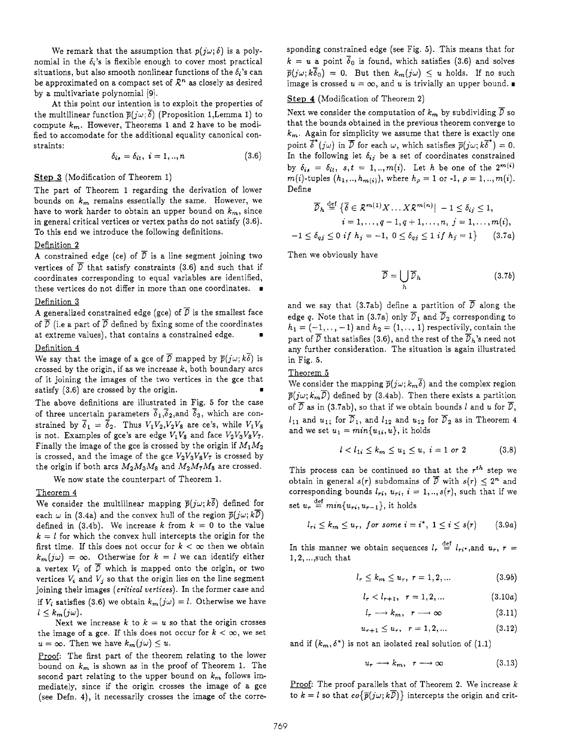We remark that the assumption that $p(j\omega;\delta)$ is a polynomial in the $\delta_i$'s is flexible enough to cover most practical situations, but also smooth nonlinear functions of the $\delta_i$'s can be approximated on a compact set of $\mathcal{R}^n$ as closely as desired by a multivariate polynomial [9].

At this point our intention is to exploit the properties of the multilinear function $\overline{p}(j\omega;\overline{\delta})$ (Proposition 1,Lemma 1) to compute $k_m$. However, Theorems 1 and 2 have to be modified to accomodate for the additional equality canonical constraints:

$$\delta_{is} = \delta_{it}, \ i = 1,..,n \tag{3.6}$$

**Step 3** (Modification of Theorem 1)

The part of Theorem 1 regarding the derivation of lower bounds on $k_m$ remains essentially the same. However, we have to work harder to obtain an upper bound on $k_m$, since in general critical vertices or vertex paths do not satisfy (3.6). To this end we introduce the following definitions.

Definition 2

A constrained edge (ce) of $\overline{D}$ is a line segment joining two vertices of $\overline{D}$ that satisfy constraints (3.6) and such that if coordinates corresponding to equal variables are identified, these vertices do not differ in more than one coordinates. ■

Definition 3

A generalized constrained edge (gce) of $\overline{D}$ is the smallest face of $\overline{D}$ (i.e a part of $\overline{D}$ defined by fixing some of the coordinates at extreme values), that contains a constrained edge. ■

Definition 4

We say that the image of a gce of $\overline{D}$ mapped by $\overline{p}(j\omega;k\overline{\delta})$ is crossed by the origin, if as we increase $k$, both boundary arcs of it joining the images of the two vertices in the gce that satisfy (3.6) are crossed by the origin. ■

The above definitions are illustrated in Fig. 5 for the case of three uncertain parameters $\overline{\delta}_1$,$\overline{\delta}_2$,and $\overline{\delta}_3$, which are constrained by $\overline{\delta}_1 = \overline{\delta}_2$. Thus $V_1V_2$,$V_2V_8$ are ce's, while $V_1V_8$ is not. Examples of gce's are edge $V_1V_8$ and face $V_2V_3V_8V_7$. Finally the image of the gce is crossed by the origin if $M_1M_2$ is crossed, and the image of the gce $V_2V_3V_8V_7$ is crossed by the origin if both arcs $M_2M_3M_8$ and $M_2M_7M_8$ are crossed.

We now state the counterpart of Theorem 1.

Theorem 4

We consider the multilinear mapping $\overline{p}(j\omega;k\overline{\delta})$ defined for each $\omega$ in (3.4a) and the convex hull of the region $\overline{p}(j\omega;k\overline{D})$ defined in (3.4b). We increase $k$ from $k=0$ to the value $k=l$ for which the convex hull intercepts the origin for the first time. If this does not occur for $k<\infty$ then we obtain $k_m(j\omega)=\infty$. Otherwise for $k=l$ we can identify either a vertex $V_i$ of $\overline{D}$ which is mapped onto the origin, or two vertices $V_i$ and $V_j$ so that the origin lies on the line segment joining their images (*critical vertices*). In the former case and if $V_i$ satisfies (3.6) we obtain $k_m(j\omega)=l$. Otherwise we have $l \le k_m(j\omega)$.

Next we increase $k$ to $k=u$ so that the origin crosses the image of a gce. If this does not occur for $k<\infty$, we set $u=\infty$. Then we have $k_m(j\omega) \le u$.

Proof: The first part of the theorem relating to the lower bound on $k_m$ is shown as in the proof of Theorem 1. The second part relating to the upper bound on $k_m$ follows immediately, since if the origin crosses the image of a gce (see Defn. 4), it necessarily crosses the image of the corresponding constrained edge (see Fig. 5). This means that for $k=u$ a point $\overline{\delta}_0$ is found, which satisfies (3.6) and solves $\overline{p}(j\omega;k\overline{\delta}_0)=0$. But then $k_m(j\omega) \le u$ holds. If no such image is crossed $u=\infty$, and $u$ is trivially an upper bound. ■

**Step 4** (Modification of Theorem 2)

Next we consider the computation of $k_m$ by subdividing $\overline{D}$ so that the bounds obtained in the previous theorem converge to $k_m$. Again for simplicity we assume that there is exactly one point $\overline{\delta}^*(j\omega)$ in $\overline{D}$ for each $\omega$, which satisfies $\overline{p}(j\omega;k\overline{\delta}^*)=0$. In the following let $\delta_{ij}$ be a set of coordinates constrained by $\delta_{is}=\delta_{it}$, $s,t=1,..,m(i)$. Let $h$ be one of the $2^{m(i)}$ $m(i)$-tuples $(h_1,..,h_{m(i)})$, where $h_p = 1$ or -1, $\rho=1,..,m(i)$. Define

$$\overline{D}_h \stackrel{\text{def}}{=} \{\overline{\delta} \in \mathcal{R}^{m(1)}X\ldots X\mathcal{R}^{m(n)} | \ -1 \le \delta_{ij} \le 1,$$
$$i=1,\ldots,q-1,q+1,\ldots,n, \ j=1,\ldots,m(i),$$
$$-1 \le \delta_{qj} \le 0 \ if \ h_j=-1, \ 0 \le \delta_{qj} \le 1 \ if \ h_j = 1\} \tag{3.7a}$$

Then we obviously have

$$\overline{D} = \bigcup_h \overline{D}_h \tag{3.7b}$$

and we say that (3.7ab) define a partition of $\overline{D}$ along the edge $q$. Note that in (3.7a) only $\overline{D}_1$ and $\overline{D}_2$ corresponding to $h_1=(-1,..,-1)$ and $h_2=(1,..,1)$ respectivily, contain the part of $\overline{D}$ that satisfies (3.6), and the rest of the $\overline{D}_h$'s need not any further consideration. The situation is again illustrated in Fig. 5.

Theorem 5

We consider the mapping $\overline{p}(j\omega;k_m\overline{\delta})$ and the complex region $\overline{p}(j\omega;k_m\overline{D})$ defined by (3.4ab). Then there exists a partition of $\overline{D}$ as in (3.7ab), so that if we obtain bounds $l$ and $u$ for $\overline{D}$, $l_{11}$ and $u_{11}$ for $\overline{D}_1$, and $l_{12}$ and $u_{12}$ for $\overline{D}_2$ as in Theorem 4 and we set $u_1 = min\{u_{1i},u\}$, it holds

$$l < l_{1i} \le k_m \le u_1 \le u, \ i = 1 \ or \ 2 \tag{3.8}$$

This process can be continued so that at the $r^{th}$ step we obtain in general $s(r)$ subdomains of $\overline{D}$ with $s(r) \le 2^n$ and corresponding bounds $l_{ri}$, $u_{ri}$, $i=1,..,s(r)$, such that if we set $u_r \stackrel{\text{def}}{=} min\{u_{ri},u_{r-1}\}$, it holds

$$l_{ri} \le k_m \le u_r, \ for \ some \ i=i^*, \ 1 \le i \le s(r) \tag{3.9a}$$

In this manner we obtain sequences $l_r \stackrel{\text{def}}{=} l_{ri^*}$,and $u_r$, $r=1,2,...$,such that

$$l_r \le k_m \le u_r, \ r=1,2,... \tag{3.9b}$$

$$l_r < l_{r+1}, \ r=1,2,... \tag{3.10a}$$

$$l_r \longrightarrow k_m, \ r \longrightarrow \infty \tag{3.11}$$

$$u_{r+1} \le u_r, \ r=1,2,... \tag{3.12}$$

and if $(k_m,\delta^*)$ is not an isolated real solution of (1.1)

$$u_r \longrightarrow k_m, \ r \longrightarrow \infty \tag{3.13}$$

Proof: The proof parallels that of Theorem 2. We increase $k$ to $k=l$ so that $co\{\overline{p}(j\omega;k\overline{D})\}$ intercepts the origin and crit-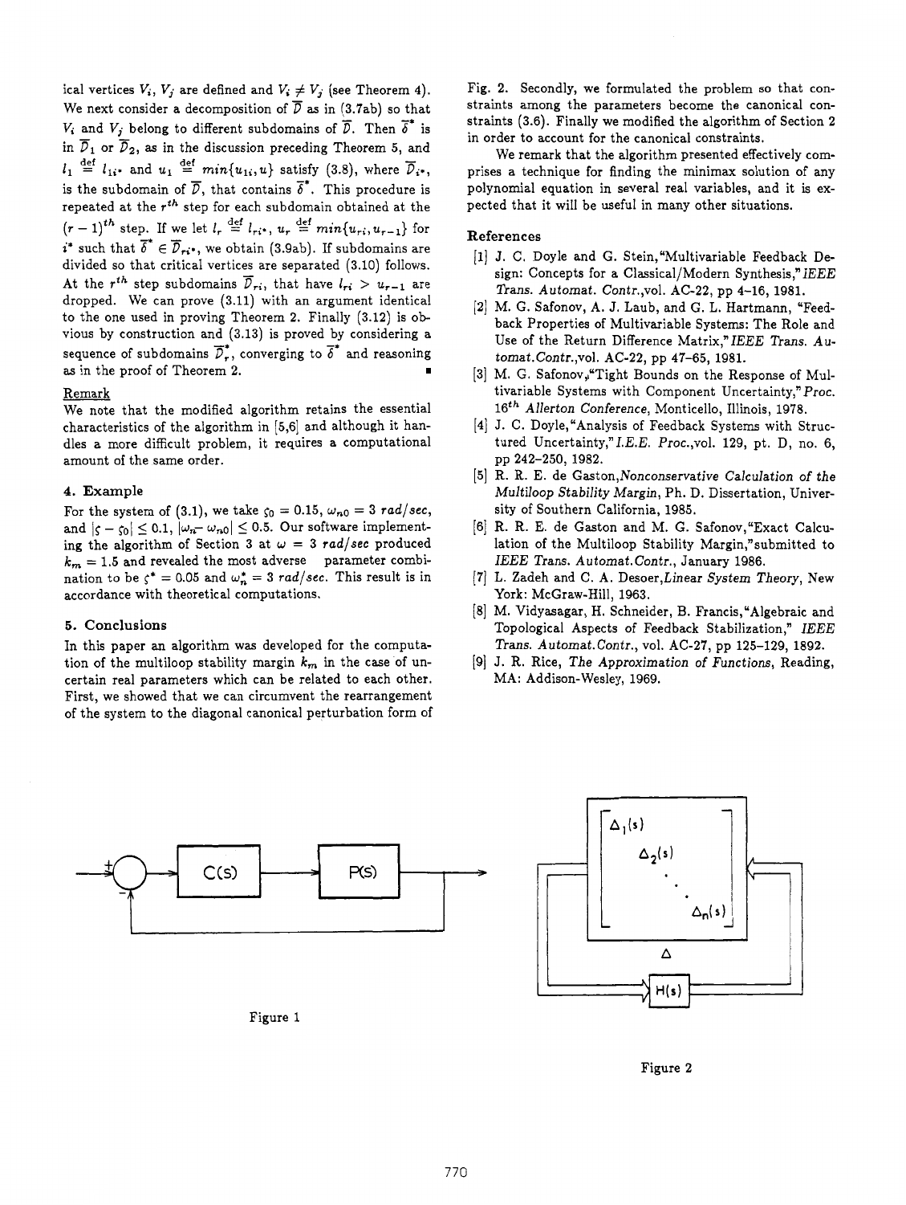ical vertices $V_i$, $V_j$ are defined and $V_i \neq V_j$ (see Theorem 4). We next consider a decomposition of $\overline{D}$ as in (3.7ab) so that $V_i$ and $V_j$ belong to different subdomains of $\overline{D}$. Then $\overline{\delta}^*$ is in $\overline{D}_1$ or $\overline{D}_2$, as in the discussion preceding Theorem 5, and $l_1 \stackrel{\text{def}}{=} l_{1i^*}$ and $u_1 \stackrel{\text{def}}{=} min\{u_{1i}, u\}$ satisfy (3.8), where $\overline{D}_{i^*}$, is the subdomain of $\overline{D}$, that contains $\overline{\delta}^*$. This procedure is repeated at the $r^{th}$ step for each subdomain obtained at the $(r-1)^{th}$ step. If we let $l_r \stackrel{\text{def}}{=} l_{ri^*}$, $u_r \stackrel{\text{def}}{=} min\{u_{ri}, u_{r-1}\}$ for $i^*$ such that $\overline{\delta}^* \in \overline{D}_{ri^*}$, we obtain (3.9ab). If subdomains are divided so that critical vertices are separated (3.10) follows. At the $r^{th}$ step subdomains $\overline{D}_{ri}$, that have $l_{ri} > u_{r-1}$ are dropped. We can prove (3.11) with an argument identical to the one used in proving Theorem 2. Finally (3.12) is obvious by construction and (3.13) is proved by considering a sequence of subdomains $\overline{D}_r^*$, converging to $\overline{\delta}^*$ and reasoning as in the proof of Theorem 2. ∎

Remark

We note that the modified algorithm retains the essential characteristics of the algorithm in [5,6] and although it handles a more difficult problem, it requires a computational amount of the same order.

### 4. Example

For the system of (3.1), we take $\varsigma_0 = 0.15$, $\omega_{n0} = 3$ *rad/sec*, and $|\varsigma - \varsigma_0| \leq 0.1$, $|\omega_n - \omega_{n0}| \leq 0.5$. Our software implementing the algorithm of Section 3 at $\omega = 3$ *rad/sec* produced $k_m = 1.5$ and revealed the most adverse parameter combination to be $\varsigma^* = 0.05$ and $\omega_n^* = 3$ *rad/sec*. This result is in accordance with theoretical computations.

### 5. Conclusions

In this paper an algorithm was developed for the computation of the multiloop stability margin $k_m$ in the case of uncertain real parameters which can be related to each other. First, we showed that we can circumvent the rearrangement of the system to the diagonal canonical perturbation form of Fig. 2. Secondly, we formulated the problem so that constraints among the parameters become the canonical constraints (3.6). Finally we modified the algorithm of Section 2 in order to account for the canonical constraints.

We remark that the algorithm presented effectively comprises a technique for finding the minimax solution of any polynomial equation in several real variables, and it is expected that it will be useful in many other situations.

### References

[1] J. C. Doyle and G. Stein,"Multivariable Feedback Design: Concepts for a Classical/Modern Synthesis," *IEEE Trans. Automat. Contr.*, vol. AC-22, pp 4-16, 1981.

[2] M. G. Safonov, A. J. Laub, and G. L. Hartmann, "Feedback Properties of Multivariable Systems: The Role and Use of the Return Difference Matrix," *IEEE Trans. Automat.Contr.*, vol. AC-22, pp 47-65, 1981.

[3] M. G. Safonov,"Tight Bounds on the Response of Multivariable Systems with Component Uncertainty," *Proc. 16th Allerton Conference*, Monticello, Illinois, 1978.

[4] J. C. Doyle,"Analysis of Feedback Systems with Structured Uncertainty," *I.E.E. Proc.*, vol. 129, pt. D, no. 6, pp 242-250, 1982.

[5] R. R. E. de Gaston, *Nonconservative Calculation of the Multiloop Stability Margin*, Ph. D. Dissertation, University of Southern California, 1985.

[6] R. R. E. de Gaston and M. G. Safonov,"Exact Calculation of the Multiloop Stability Margin,"submitted to *IEEE Trans. Automat.Contr.*, January 1986.

[7] L. Zadeh and C. A. Desoer, *Linear System Theory*, New York: McGraw-Hill, 1963.

[8] M. Vidyasagar, H. Schneider, B. Francis,"Algebraic and Topological Aspects of Feedback Stabilization," *IEEE Trans. Automat.Contr.*, vol. AC-27, pp 125-129, 1892.

[9] J. R. Rice, *The Approximation of Functions*, Reading, MA: Addison-Wesley, 1969.

+
−
C(s)
P(s)

Figure 1

$\Delta_1(s)$
$\Delta_2(s)$
$\Delta_n(s)$
$\Delta$
H(s)

Figure 2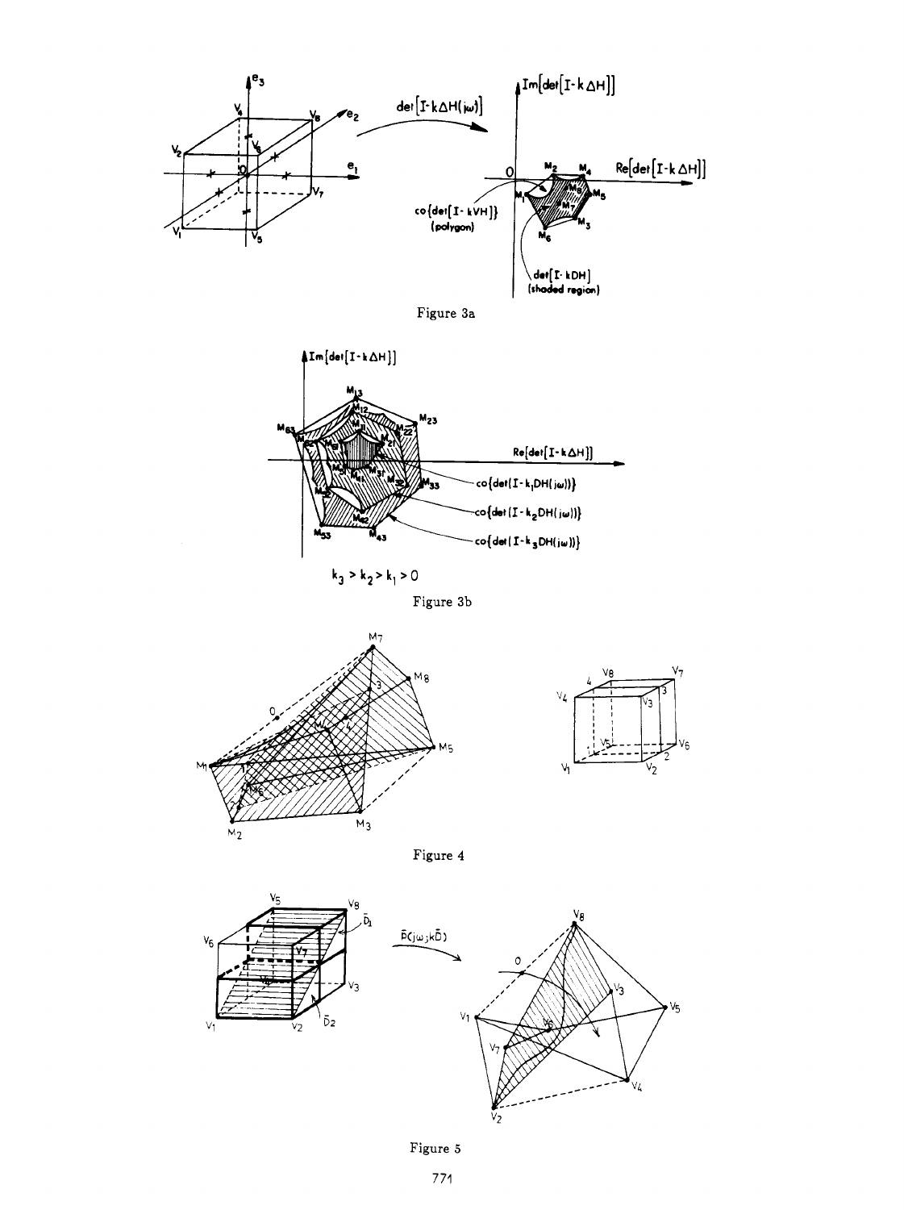$e_3$

$V_4$

$V_8$

$e_2$

$V_2$

$V_6$

$0$

$e_1$

$V_7$

$V_1$

$V_5$

$\det[I - k\Delta H(j\omega)]$

$\text{Im}[\det[I-k\Delta H]]$

$\text{Re}[\det[I-k\Delta H]]$

0

$M_1$ $M_2$ $M_3$ $M_4$ $M_5$ $M_6$ $M_7$ $M_8$

co{det[I - kVH]}
(polygon)

det[I - kDH]
(shaded region)

Figure 3a

$\text{Im}[\det[I-k\Delta H]]$

$\text{Re}[\det[I-k\Delta H]]$

$M_{13}$ $M_{12}$ $M_{11}$ $M_{23}$ $M_{22}$ $M_{21}$ $M_{63}$ $M_{62}$ $M_{61}$ $M_{51}$ $M_{41}$ $M_{31}$ $M_{32}$ $M_{33}$ $M_{52}$ $M_{42}$ $M_{53}$ $M_{43}$

co{det(I - $k_1$DH(jω))}

co{det(I - $k_2$DH(jω))}

co{det(I - $k_3$DH(jω))}

$k_3 > k_2 > k_1 > 0$

Figure 3b

$M_7$ $M_8$ $M_5$ $M_4$ $M_1$ $M_6$ $M_2$ $M_3$ 0 1 2 3 4

$V_8$ $V_7$ $V_4$ $V_3$ $V_5$ $V_6$ $V_1$ $V_2$ 1 2 3 4

Figure 4

$V_5$ $V_8$ $V_6$ $V_7$ $V_4$ $V_3$ $V_1$ $V_2$ $\bar{D}_1$ $\bar{D}_2$

$\bar{P}(j\omega; k\bar{D})$

$V_8$ 0 $V_3$ $V_1$ $V_6$ $V_5$ $V_7$ $V_4$ $V_2$

Figure 5